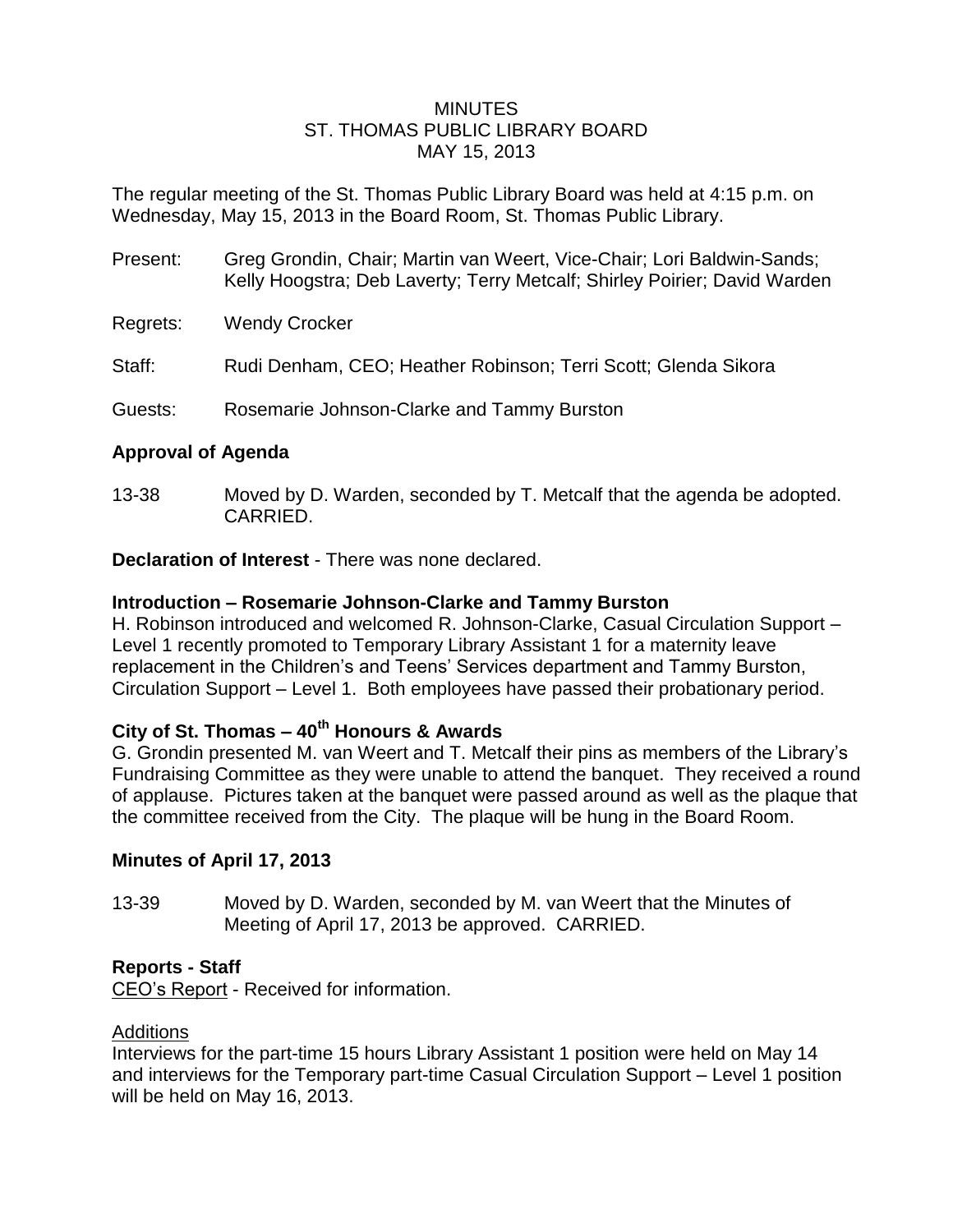# MINUTES
# ST. THOMAS PUBLIC LIBRARY BOARD
# MAY 15, 2013

The regular meeting of the St. Thomas Public Library Board was held at 4:15 p.m. on Wednesday, May 15, 2013 in the Board Room, St. Thomas Public Library.

Present: Greg Grondin, Chair; Martin van Weert, Vice-Chair; Lori Baldwin-Sands; Kelly Hoogstra; Deb Laverty; Terry Metcalf; Shirley Poirier; David Warden

Regrets: Wendy Crocker

Staff: Rudi Denham, CEO; Heather Robinson; Terri Scott; Glenda Sikora

Guests: Rosemarie Johnson-Clarke and Tammy Burston

**Approval of Agenda**

13-38 Moved by D. Warden, seconded by T. Metcalf that the agenda be adopted. CARRIED.

**Declaration of Interest** - There was none declared.

**Introduction – Rosemarie Johnson-Clarke and Tammy Burston**

H. Robinson introduced and welcomed R. Johnson-Clarke, Casual Circulation Support – Level 1 recently promoted to Temporary Library Assistant 1 for a maternity leave replacement in the Children's and Teens' Services department and Tammy Burston, Circulation Support – Level 1. Both employees have passed their probationary period.

**City of St. Thomas – 40th Honours & Awards**

G. Grondin presented M. van Weert and T. Metcalf their pins as members of the Library's Fundraising Committee as they were unable to attend the banquet. They received a round of applause. Pictures taken at the banquet were passed around as well as the plaque that the committee received from the City. The plaque will be hung in the Board Room.

**Minutes of April 17, 2013**

13-39 Moved by D. Warden, seconded by M. van Weert that the Minutes of Meeting of April 17, 2013 be approved. CARRIED.

**Reports - Staff**

CEO's Report - Received for information.

Additions

Interviews for the part-time 15 hours Library Assistant 1 position were held on May 14 and interviews for the Temporary part-time Casual Circulation Support – Level 1 position will be held on May 16, 2013.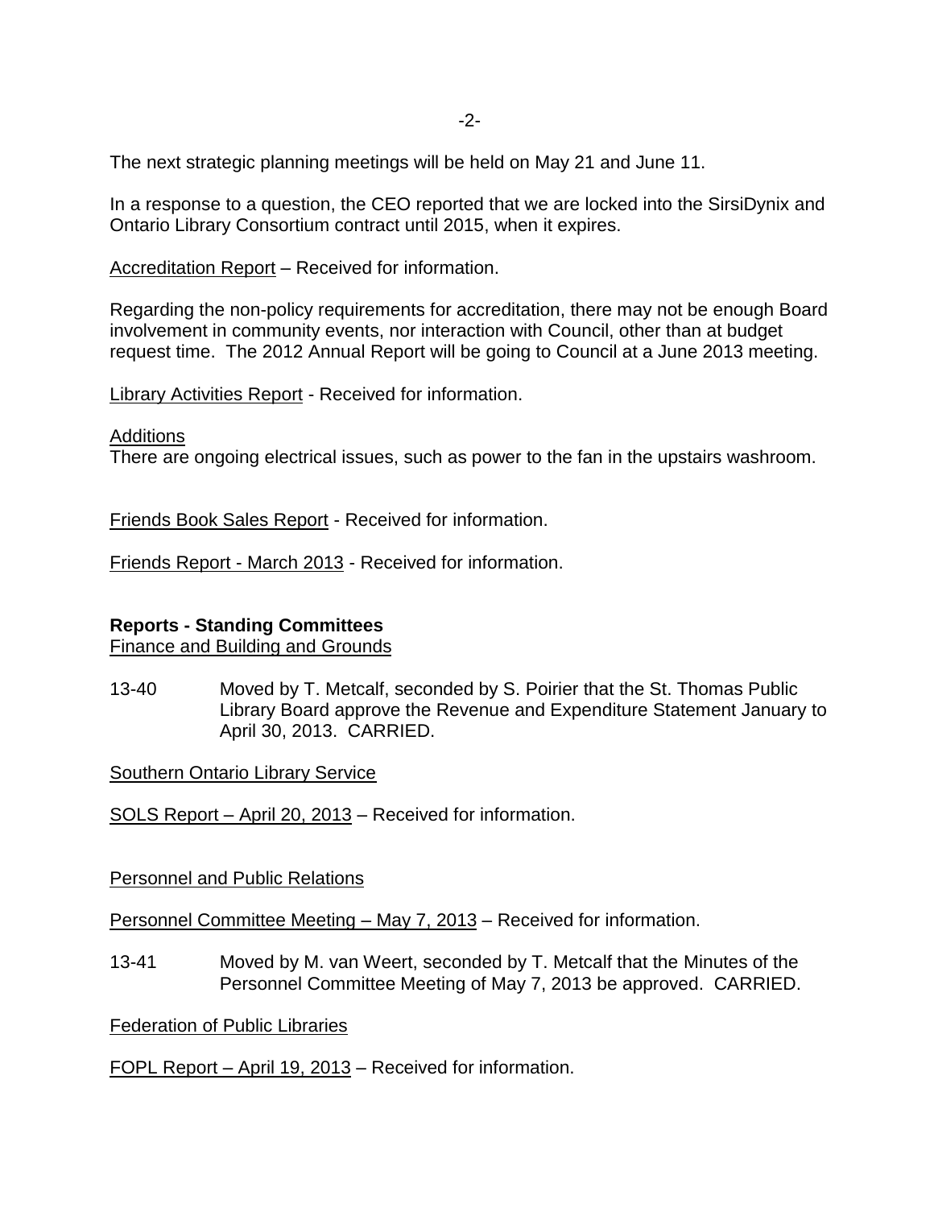The next strategic planning meetings will be held on May 21 and June 11.

In a response to a question, the CEO reported that we are locked into the SirsiDynix and Ontario Library Consortium contract until 2015, when it expires.

Accreditation Report – Received for information.

Regarding the non-policy requirements for accreditation, there may not be enough Board involvement in community events, nor interaction with Council, other than at budget request time. The 2012 Annual Report will be going to Council at a June 2013 meeting.

Library Activities Report - Received for information.

Additions

There are ongoing electrical issues, such as power to the fan in the upstairs washroom.

Friends Book Sales Report - Received for information.

Friends Report - March 2013 - Received for information.

**Reports - Standing Committees**

Finance and Building and Grounds

13-40 Moved by T. Metcalf, seconded by S. Poirier that the St. Thomas Public Library Board approve the Revenue and Expenditure Statement January to April 30, 2013. CARRIED.

Southern Ontario Library Service

SOLS Report – April 20, 2013 – Received for information.

Personnel and Public Relations

Personnel Committee Meeting – May 7, 2013 – Received for information.

13-41 Moved by M. van Weert, seconded by T. Metcalf that the Minutes of the Personnel Committee Meeting of May 7, 2013 be approved. CARRIED.

Federation of Public Libraries

FOPL Report – April 19, 2013 – Received for information.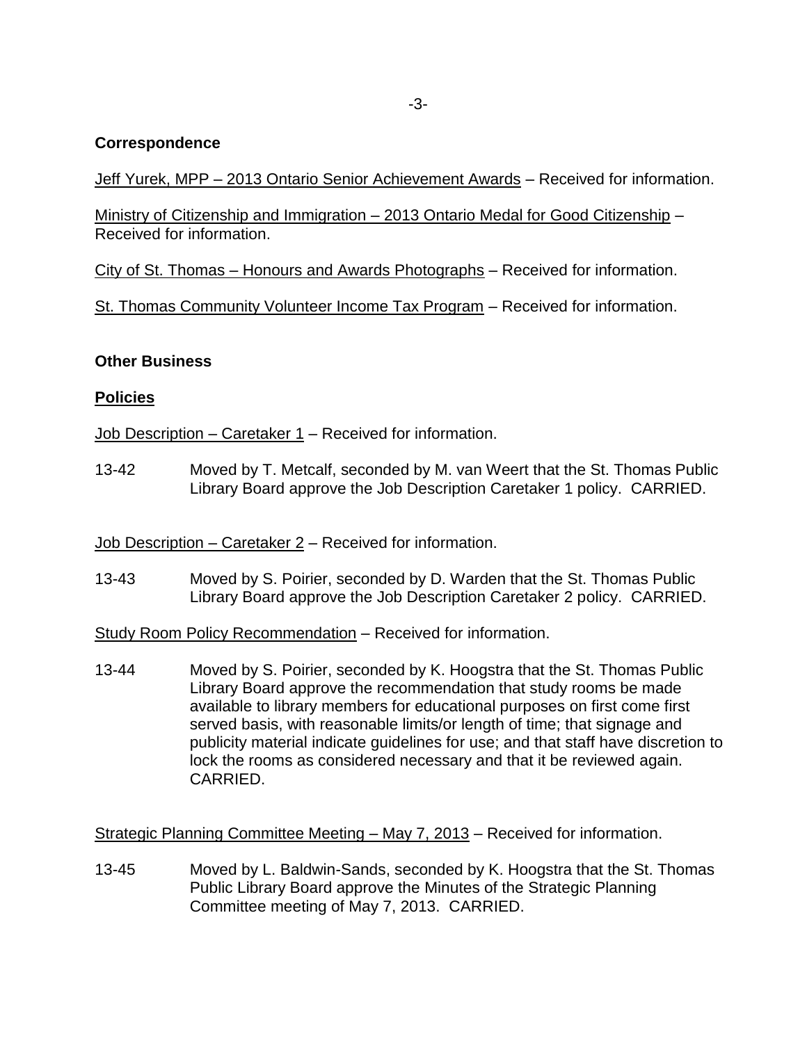**Correspondence**

Jeff Yurek, MPP – 2013 Ontario Senior Achievement Awards – Received for information.

Ministry of Citizenship and Immigration – 2013 Ontario Medal for Good Citizenship – Received for information.

City of St. Thomas – Honours and Awards Photographs – Received for information.

St. Thomas Community Volunteer Income Tax Program – Received for information.

**Other Business**

**Policies**

Job Description – Caretaker 1 – Received for information.

13-42 Moved by T. Metcalf, seconded by M. van Weert that the St. Thomas Public Library Board approve the Job Description Caretaker 1 policy. CARRIED.

Job Description – Caretaker 2 – Received for information.

13-43 Moved by S. Poirier, seconded by D. Warden that the St. Thomas Public Library Board approve the Job Description Caretaker 2 policy. CARRIED.

Study Room Policy Recommendation – Received for information.

13-44 Moved by S. Poirier, seconded by K. Hoogstra that the St. Thomas Public Library Board approve the recommendation that study rooms be made available to library members for educational purposes on first come first served basis, with reasonable limits/or length of time; that signage and publicity material indicate guidelines for use; and that staff have discretion to lock the rooms as considered necessary and that it be reviewed again. CARRIED.

Strategic Planning Committee Meeting – May 7, 2013 – Received for information.

13-45 Moved by L. Baldwin-Sands, seconded by K. Hoogstra that the St. Thomas Public Library Board approve the Minutes of the Strategic Planning Committee meeting of May 7, 2013. CARRIED.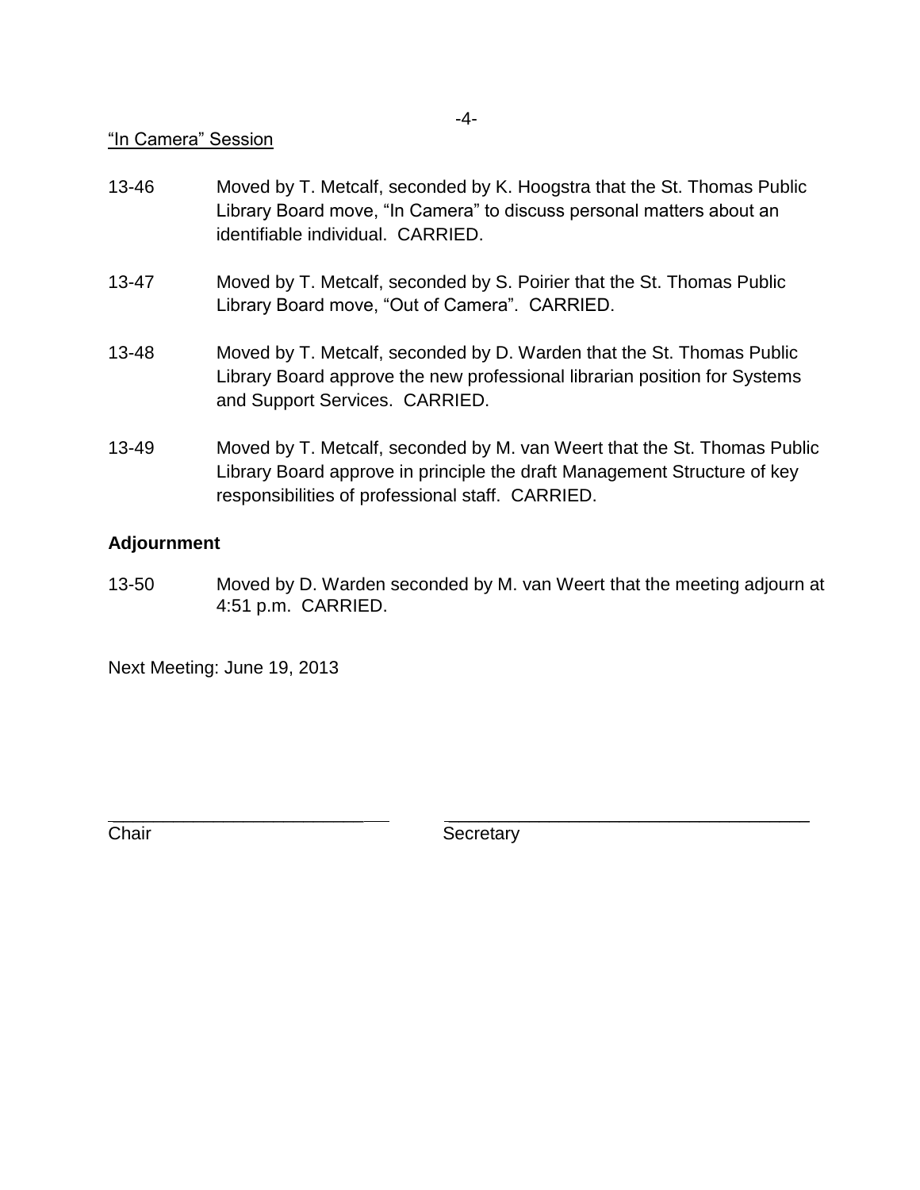"In Camera" Session

13-46 Moved by T. Metcalf, seconded by K. Hoogstra that the St. Thomas Public Library Board move, "In Camera" to discuss personal matters about an identifiable individual. CARRIED.

13-47 Moved by T. Metcalf, seconded by S. Poirier that the St. Thomas Public Library Board move, "Out of Camera". CARRIED.

13-48 Moved by T. Metcalf, seconded by D. Warden that the St. Thomas Public Library Board approve the new professional librarian position for Systems and Support Services. CARRIED.

13-49 Moved by T. Metcalf, seconded by M. van Weert that the St. Thomas Public Library Board approve in principle the draft Management Structure of key responsibilities of professional staff. CARRIED.

**Adjournment**

13-50 Moved by D. Warden seconded by M. van Weert that the meeting adjourn at 4:51 p.m. CARRIED.

Next Meeting: June 19, 2013

\_\_\_\_\_\_\_\_\_\_\_\_\_\_\_\_\_\_\_\_\_\_\_\_\_\_\_\_ \_\_\_\_\_\_\_\_\_\_\_\_\_\_\_\_\_\_\_\_\_\_\_\_\_\_\_\_\_\_\_\_\_\_\_\_\_\_

Chair Secretary